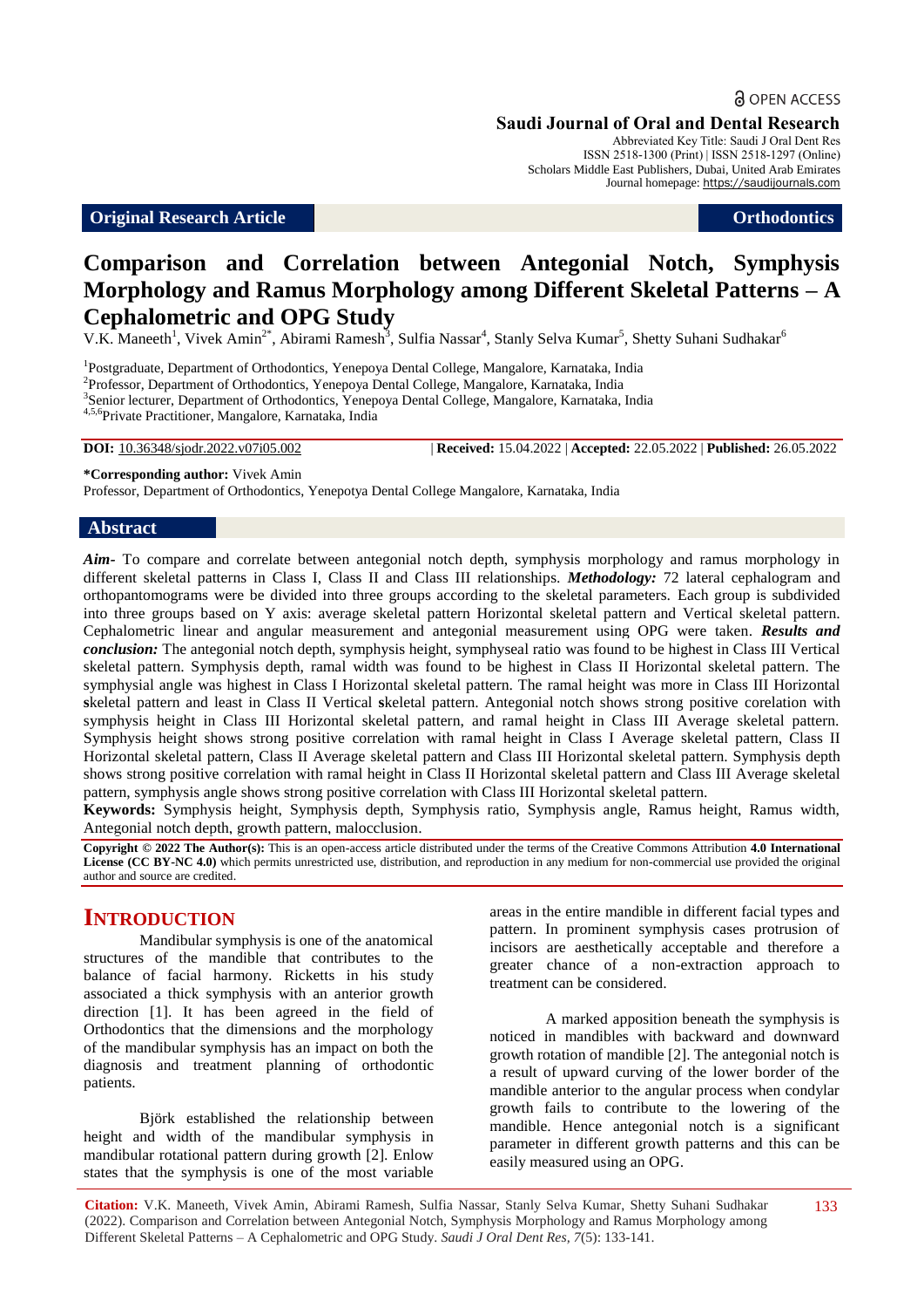OPEN ACCESS

**Saudi Journal of Oral and Dental Research**
Abbreviated Key Title: Saudi J Oral Dent Res
ISSN 2518-1300 (Print) | ISSN 2518-1297 (Online)
Scholars Middle East Publishers, Dubai, United Arab Emirates
Journal homepage: https://saudijournals.com

**Original Research Article** | **Orthodontics**

# Comparison and Correlation between Antegonial Notch, Symphysis Morphology and Ramus Morphology among Different Skeletal Patterns – A Cephalometric and OPG Study

V.K. Maneeth[1], Vivek Amin[2*], Abirami Ramesh[3], Sulfia Nassar[4], Stanly Selva Kumar[5], Shetty Suhani Sudhakar[6]

[1]Postgraduate, Department of Orthodontics, Yenepoya Dental College, Mangalore, Karnataka, India
[2]Professor, Department of Orthodontics, Yenepoya Dental College, Mangalore, Karnataka, India
[3]Senior lecturer, Department of Orthodontics, Yenepoya Dental College, Mangalore, Karnataka, India
[4,5,6]Private Practitioner, Mangalore, Karnataka, India

**DOI:** 10.36348/sjodr.2022.v07i05.002 | **Received:** 15.04.2022 | **Accepted:** 22.05.2022 | **Published:** 26.05.2022

**\*Corresponding author:** Vivek Amin
Professor, Department of Orthodontics, Yenepotya Dental College Mangalore, Karnataka, India

## Abstract

***Aim-*** To compare and correlate between antegonial notch depth, symphysis morphology and ramus morphology in different skeletal patterns in Class I, Class II and Class III relationships. ***Methodology:*** 72 lateral cephalogram and orthopantomograms were be divided into three groups according to the skeletal parameters. Each group is subdivided into three groups based on Y axis: average skeletal pattern Horizontal skeletal pattern and Vertical skeletal pattern. Cephalometric linear and angular measurement and antegonial measurement using OPG were taken. ***Results and conclusion:*** The antegonial notch depth, symphysis height, symphyseal ratio was found to be highest in Class III Vertical skeletal pattern. Symphysis depth, ramal width was found to be highest in Class II Horizontal skeletal pattern. The symphysial angle was highest in Class I Horizontal skeletal pattern. The ramal height was more in Class III Horizontal **s**keletal pattern and least in Class II Vertical **s**keletal pattern. Antegonial notch shows strong positive corelation with symphysis height in Class III Horizontal skeletal pattern, and ramal height in Class III Average skeletal pattern. Symphysis height shows strong positive correlation with ramal height in Class I Average skeletal pattern, Class II Horizontal skeletal pattern, Class II Average skeletal pattern and Class III Horizontal skeletal pattern. Symphysis depth shows strong positive correlation with ramal height in Class II Horizontal skeletal pattern and Class III Average skeletal pattern, symphysis angle shows strong positive correlation with Class III Horizontal skeletal pattern.

**Keywords:** Symphysis height, Symphysis depth, Symphysis ratio, Symphysis angle, Ramus height, Ramus width, Antegonial notch depth, growth pattern, malocclusion.

**Copyright © 2022 The Author(s):** This is an open-access article distributed under the terms of the Creative Commons Attribution **4.0 International License (CC BY-NC 4.0)** which permits unrestricted use, distribution, and reproduction in any medium for non-commercial use provided the original author and source are credited.

## INTRODUCTION

Mandibular symphysis is one of the anatomical structures of the mandible that contributes to the balance of facial harmony. Ricketts in his study associated a thick symphysis with an anterior growth direction [1]. It has been agreed in the field of Orthodontics that the dimensions and the morphology of the mandibular symphysis has an impact on both the diagnosis and treatment planning of orthodontic patients.

Björk established the relationship between height and width of the mandibular symphysis in mandibular rotational pattern during growth [2]. Enlow states that the symphysis is one of the most variable areas in the entire mandible in different facial types and pattern. In prominent symphysis cases protrusion of incisors are aesthetically acceptable and therefore a greater chance of a non-extraction approach to treatment can be considered.

A marked apposition beneath the symphysis is noticed in mandibles with backward and downward growth rotation of mandible [2]. The antegonial notch is a result of upward curving of the lower border of the mandible anterior to the angular process when condylar growth fails to contribute to the lowering of the mandible. Hence antegonial notch is a significant parameter in different growth patterns and this can be easily measured using an OPG.

**Citation:** V.K. Maneeth, Vivek Amin, Abirami Ramesh, Sulfia Nassar, Stanly Selva Kumar, Shetty Suhani Sudhakar (2022). Comparison and Correlation between Antegonial Notch, Symphysis Morphology and Ramus Morphology among Different Skeletal Patterns – A Cephalometric and OPG Study. *Saudi J Oral Dent Res, 7*(5): 133-141.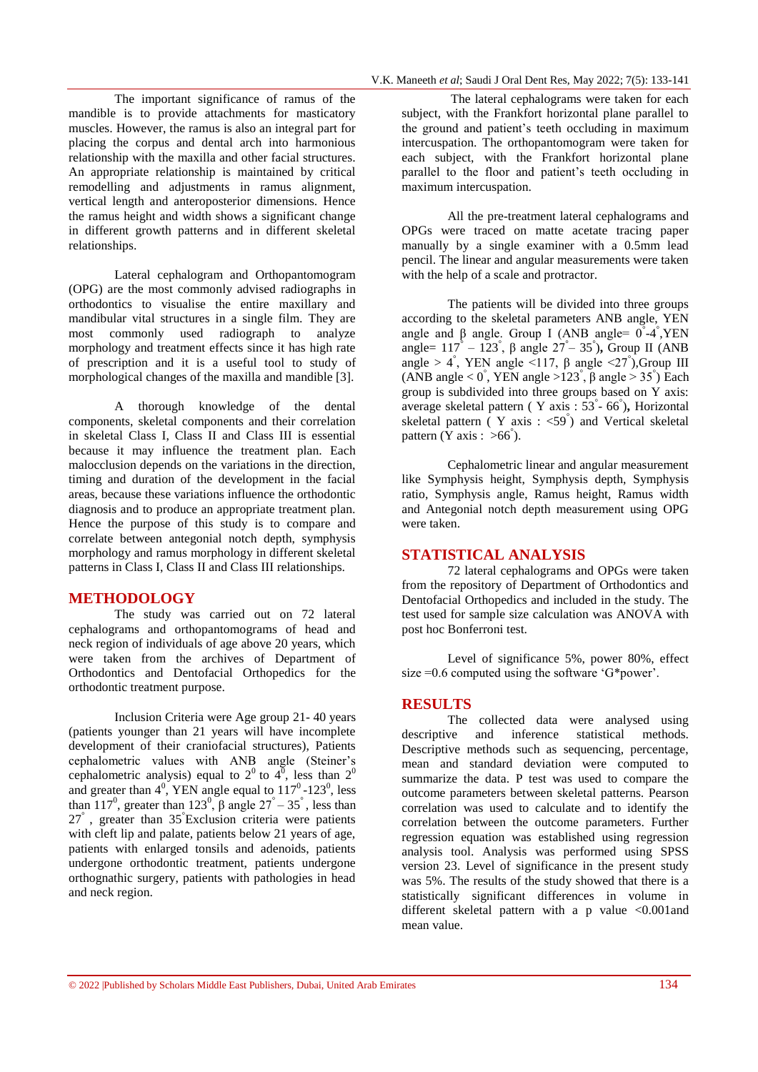The important significance of ramus of the mandible is to provide attachments for masticatory muscles. However, the ramus is also an integral part for placing the corpus and dental arch into harmonious relationship with the maxilla and other facial structures. An appropriate relationship is maintained by critical remodelling and adjustments in ramus alignment, vertical length and anteroposterior dimensions. Hence the ramus height and width shows a significant change in different growth patterns and in different skeletal relationships.

Lateral cephalogram and Orthopantomogram (OPG) are the most commonly advised radiographs in orthodontics to visualise the entire maxillary and mandibular vital structures in a single film. They are most commonly used radiograph to analyze morphology and treatment effects since it has high rate of prescription and it is a useful tool to study of morphological changes of the maxilla and mandible [3].

A thorough knowledge of the dental components, skeletal components and their correlation in skeletal Class I, Class II and Class III is essential because it may influence the treatment plan. Each malocclusion depends on the variations in the direction, timing and duration of the development in the facial areas, because these variations influence the orthodontic diagnosis and to produce an appropriate treatment plan. Hence the purpose of this study is to compare and correlate between antegonial notch depth, symphysis morphology and ramus morphology in different skeletal patterns in Class I, Class II and Class III relationships.

## METHODOLOGY

The study was carried out on 72 lateral cephalograms and orthopantomograms of head and neck region of individuals of age above 20 years, which were taken from the archives of Department of Orthodontics and Dentofacial Orthopedics for the orthodontic treatment purpose.

Inclusion Criteria were Age group 21- 40 years (patients younger than 21 years will have incomplete development of their craniofacial structures), Patients cephalometric values with ANB angle (Steiner's cephalometric analysis) equal to $2^0$ to $4^0$, less than $2^0$ and greater than $4^0$, YEN angle equal to $117^0$-$123^0$, less than $117^0$, greater than $123^0$, β angle $27^\circ – 35^\circ$, less than $27^\circ$, greater than $35^\circ$Exclusion criteria were patients with cleft lip and palate, patients below 21 years of age, patients with enlarged tonsils and adenoids, patients undergone orthodontic treatment, patients undergone orthognathic surgery, patients with pathologies in head and neck region.

The lateral cephalograms were taken for each subject, with the Frankfort horizontal plane parallel to the ground and patient's teeth occluding in maximum intercuspation. The orthopantomogram were taken for each subject, with the Frankfort horizontal plane parallel to the floor and patient's teeth occluding in maximum intercuspation.

All the pre-treatment lateral cephalograms and OPGs were traced on matte acetate tracing paper manually by a single examiner with a 0.5mm lead pencil. The linear and angular measurements were taken with the help of a scale and protractor.

The patients will be divided into three groups according to the skeletal parameters ANB angle, YEN angle and β angle. Group I (ANB angle= $0^\circ$-$4^\circ$,YEN angle= $117^\circ – 123^\circ$, β angle $27^\circ – 35^\circ$)**,** Group II (ANB angle > $4^\circ$, YEN angle <117, β angle <$27^\circ$),Group III (ANB angle < $0^\circ$, YEN angle >$123^\circ$, β angle > $35^\circ$) Each group is subdivided into three groups based on Y axis: average skeletal pattern ( Y axis : $53^\circ$- $66^\circ$)**,** Horizontal skeletal pattern ( Y axis : <$59^\circ$) and Vertical skeletal pattern (Y axis : >$66^\circ$).

Cephalometric linear and angular measurement like Symphysis height, Symphysis depth, Symphysis ratio, Symphysis angle, Ramus height, Ramus width and Antegonial notch depth measurement using OPG were taken.

## STATISTICAL ANALYSIS

72 lateral cephalograms and OPGs were taken from the repository of Department of Orthodontics and Dentofacial Orthopedics and included in the study. The test used for sample size calculation was ANOVA with post hoc Bonferroni test.

Level of significance 5%, power 80%, effect size =0.6 computed using the software 'G*power'.

## RESULTS

The collected data were analysed using descriptive and inference statistical methods. Descriptive methods such as sequencing, percentage, mean and standard deviation were computed to summarize the data. P test was used to compare the outcome parameters between skeletal patterns. Pearson correlation was used to calculate and to identify the correlation between the outcome parameters. Further regression equation was established using regression analysis tool. Analysis was performed using SPSS version 23. Level of significance in the present study was 5%. The results of the study showed that there is a statistically significant differences in volume in different skeletal pattern with a p value <0.001and mean value.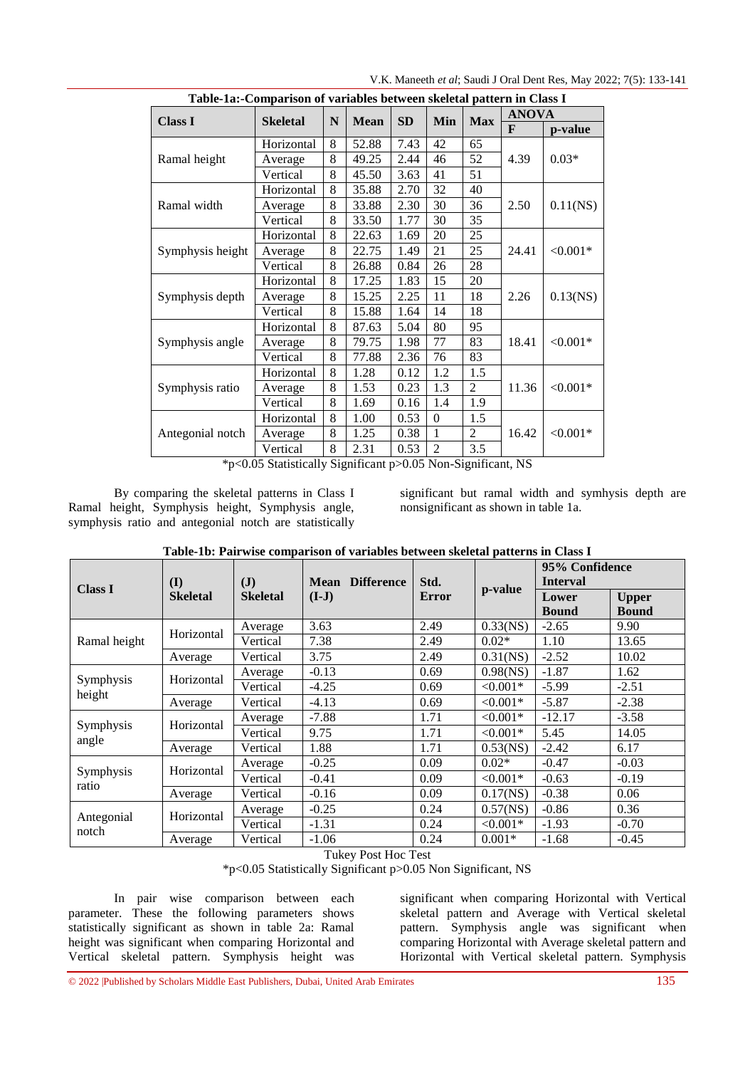**Table-1a:-Comparison of variables between skeletal pattern in Class I**

| Class I | Skeletal | N | Mean | SD | Min | Max | ANOVA | |
|---|---|---|---|---|---|---|---|---|
| | | | | | | | F | p-value |
| Ramal height | Horizontal | 8 | 52.88 | 7.43 | 42 | 65 | 4.39 | 0.03* |
| | Average | 8 | 49.25 | 2.44 | 46 | 52 | | |
| | Vertical | 8 | 45.50 | 3.63 | 41 | 51 | | |
| Ramal width | Horizontal | 8 | 35.88 | 2.70 | 32 | 40 | 2.50 | 0.11(NS) |
| | Average | 8 | 33.88 | 2.30 | 30 | 36 | | |
| | Vertical | 8 | 33.50 | 1.77 | 30 | 35 | | |
| Symphysis height | Horizontal | 8 | 22.63 | 1.69 | 20 | 25 | 24.41 | <0.001* |
| | Average | 8 | 22.75 | 1.49 | 21 | 25 | | |
| | Vertical | 8 | 26.88 | 0.84 | 26 | 28 | | |
| Symphysis depth | Horizontal | 8 | 17.25 | 1.83 | 15 | 20 | 2.26 | 0.13(NS) |
| | Average | 8 | 15.25 | 2.25 | 11 | 18 | | |
| | Vertical | 8 | 15.88 | 1.64 | 14 | 18 | | |
| Symphysis angle | Horizontal | 8 | 87.63 | 5.04 | 80 | 95 | 18.41 | <0.001* |
| | Average | 8 | 79.75 | 1.98 | 77 | 83 | | |
| | Vertical | 8 | 77.88 | 2.36 | 76 | 83 | | |
| Symphysis ratio | Horizontal | 8 | 1.28 | 0.12 | 1.2 | 1.5 | 11.36 | <0.001* |
| | Average | 8 | 1.53 | 0.23 | 1.3 | 2 | | |
| | Vertical | 8 | 1.69 | 0.16 | 1.4 | 1.9 | | |
| Antegonial notch | Horizontal | 8 | 1.00 | 0.53 | 0 | 1.5 | 16.42 | <0.001* |
| | Average | 8 | 1.25 | 0.38 | 1 | 2 | | |
| | Vertical | 8 | 2.31 | 0.53 | 2 | 3.5 | | |

*p<0.05 Statistically Significant p>0.05 Non-Significant, NS

By comparing the skeletal patterns in Class I Ramal height, Symphysis height, Symphysis angle, symphysis ratio and antegonial notch are statistically significant but ramal width and symhysis depth are nonsignificant as shown in table 1a.

**Table-1b: Pairwise comparison of variables between skeletal patterns in Class I**

| Class I | (I) Skeletal | (J) Skeletal | Mean Difference (I-J) | Std. Error | p-value | 95% Confidence Interval | |
|---|---|---|---|---|---|---|---|
| | | | | | | Lower Bound | Upper Bound |
| Ramal height | Horizontal | Average | 3.63 | 2.49 | 0.33(NS) | -2.65 | 9.90 |
| | | Vertical | 7.38 | 2.49 | 0.02* | 1.10 | 13.65 |
| | Average | Vertical | 3.75 | 2.49 | 0.31(NS) | -2.52 | 10.02 |
| Symphysis height | Horizontal | Average | -0.13 | 0.69 | 0.98(NS) | -1.87 | 1.62 |
| | | Vertical | -4.25 | 0.69 | <0.001* | -5.99 | -2.51 |
| | Average | Vertical | -4.13 | 0.69 | <0.001* | -5.87 | -2.38 |
| Symphysis angle | Horizontal | Average | -7.88 | 1.71 | <0.001* | -12.17 | -3.58 |
| | | Vertical | 9.75 | 1.71 | <0.001* | 5.45 | 14.05 |
| | Average | Vertical | 1.88 | 1.71 | 0.53(NS) | -2.42 | 6.17 |
| Symphysis ratio | Horizontal | Average | -0.25 | 0.09 | 0.02* | -0.47 | -0.03 |
| | | Vertical | -0.41 | 0.09 | <0.001* | -0.63 | -0.19 |
| | Average | Vertical | -0.16 | 0.09 | 0.17(NS) | -0.38 | 0.06 |
| Antegonial notch | Horizontal | Average | -0.25 | 0.24 | 0.57(NS) | -0.86 | 0.36 |
| | | Vertical | -1.31 | 0.24 | <0.001* | -1.93 | -0.70 |
| | Average | Vertical | -1.06 | 0.24 | 0.001* | -1.68 | -0.45 |

Tukey Post Hoc Test

*p<0.05 Statistically Significant p>0.05 Non Significant, NS

In pair wise comparison between each parameter. These the following parameters shows statistically significant as shown in table 2a: Ramal height was significant when comparing Horizontal and Vertical skeletal pattern. Symphysis height was significant when comparing Horizontal with Vertical skeletal pattern and Average with Vertical skeletal pattern. Symphysis angle was significant when comparing Horizontal with Average skeletal pattern and Horizontal with Vertical skeletal pattern. Symphysis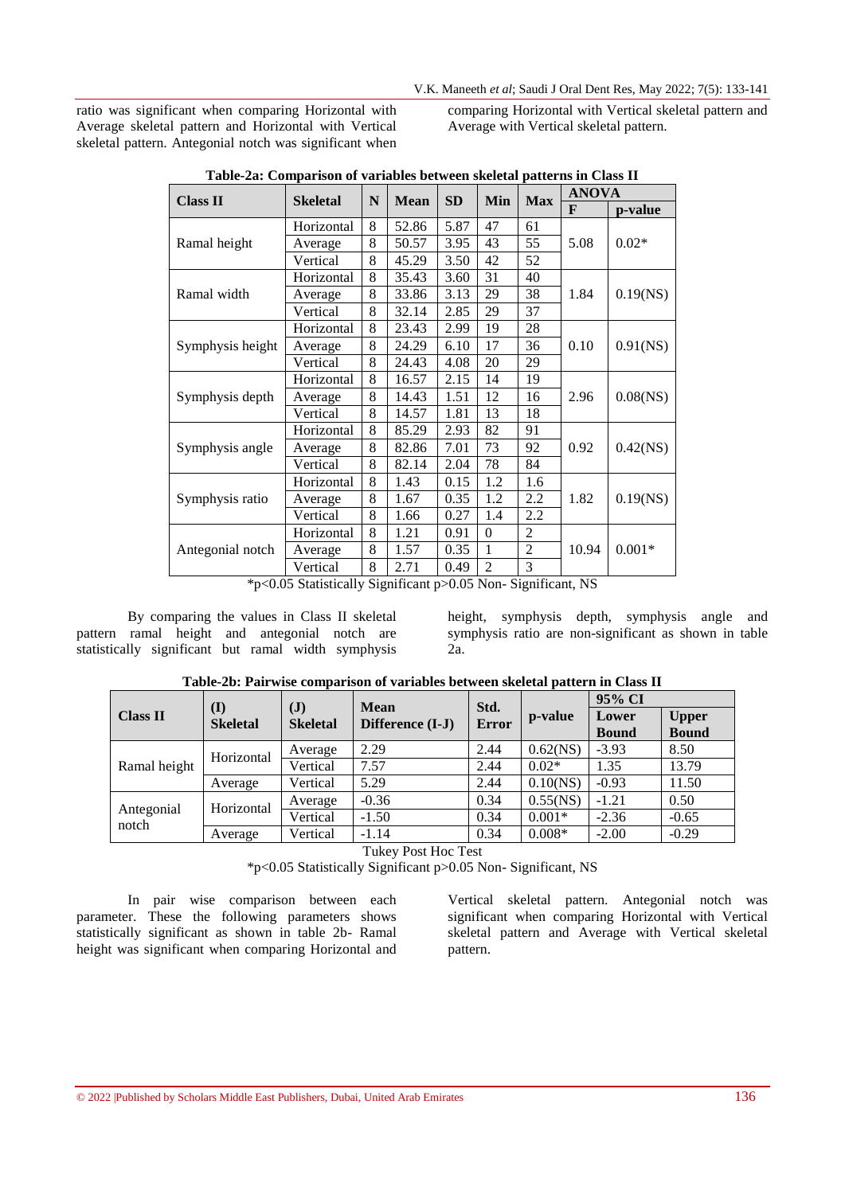ratio was significant when comparing Horizontal with Average skeletal pattern and Horizontal with Vertical skeletal pattern. Antegonial notch was significant when comparing Horizontal with Vertical skeletal pattern and Average with Vertical skeletal pattern.

**Table-2a: Comparison of variables between skeletal patterns in Class II**

| Class II | Skeletal | N | Mean | SD | Min | Max | ANOVA | |
|---|---|---|---|---|---|---|---|---|
| | | | | | | | F | p-value |
| Ramal height | Horizontal | 8 | 52.86 | 5.87 | 47 | 61 | 5.08 | 0.02* |
| | Average | 8 | 50.57 | 3.95 | 43 | 55 | | |
| | Vertical | 8 | 45.29 | 3.50 | 42 | 52 | | |
| Ramal width | Horizontal | 8 | 35.43 | 3.60 | 31 | 40 | 1.84 | 0.19(NS) |
| | Average | 8 | 33.86 | 3.13 | 29 | 38 | | |
| | Vertical | 8 | 32.14 | 2.85 | 29 | 37 | | |
| Symphysis height | Horizontal | 8 | 23.43 | 2.99 | 19 | 28 | 0.10 | 0.91(NS) |
| | Average | 8 | 24.29 | 6.10 | 17 | 36 | | |
| | Vertical | 8 | 24.43 | 4.08 | 20 | 29 | | |
| Symphysis depth | Horizontal | 8 | 16.57 | 2.15 | 14 | 19 | 2.96 | 0.08(NS) |
| | Average | 8 | 14.43 | 1.51 | 12 | 16 | | |
| | Vertical | 8 | 14.57 | 1.81 | 13 | 18 | | |
| Symphysis angle | Horizontal | 8 | 85.29 | 2.93 | 82 | 91 | 0.92 | 0.42(NS) |
| | Average | 8 | 82.86 | 7.01 | 73 | 92 | | |
| | Vertical | 8 | 82.14 | 2.04 | 78 | 84 | | |
| Symphysis ratio | Horizontal | 8 | 1.43 | 0.15 | 1.2 | 1.6 | 1.82 | 0.19(NS) |
| | Average | 8 | 1.67 | 0.35 | 1.2 | 2.2 | | |
| | Vertical | 8 | 1.66 | 0.27 | 1.4 | 2.2 | | |
| Antegonial notch | Horizontal | 8 | 1.21 | 0.91 | 0 | 2 | 10.94 | 0.001* |
| | Average | 8 | 1.57 | 0.35 | 1 | 2 | | |
| | Vertical | 8 | 2.71 | 0.49 | 2 | 3 | | |

*p<0.05 Statistically Significant p>0.05 Non- Significant, NS

By comparing the values in Class II skeletal pattern ramal height and antegonial notch are statistically significant but ramal width symphysis height, symphysis depth, symphysis angle and symphysis ratio are non-significant as shown in table 2a.

**Table-2b: Pairwise comparison of variables between skeletal pattern in Class II**

| Class II | (I) Skeletal | (J) Skeletal | Mean Difference (I-J) | Std. Error | p-value | 95% CI | |
|---|---|---|---|---|---|---|---|
| | | | | | | Lower Bound | Upper Bound |
| Ramal height | Horizontal | Average | 2.29 | 2.44 | 0.62(NS) | -3.93 | 8.50 |
| | | Vertical | 7.57 | 2.44 | 0.02* | 1.35 | 13.79 |
| | Average | Vertical | 5.29 | 2.44 | 0.10(NS) | -0.93 | 11.50 |
| Antegonial notch | Horizontal | Average | -0.36 | 0.34 | 0.55(NS) | -1.21 | 0.50 |
| | | Vertical | -1.50 | 0.34 | 0.001* | -2.36 | -0.65 |
| | Average | Vertical | -1.14 | 0.34 | 0.008* | -2.00 | -0.29 |

Tukey Post Hoc Test

*p<0.05 Statistically Significant p>0.05 Non- Significant, NS

In pair wise comparison between each parameter. These the following parameters shows statistically significant as shown in table 2b- Ramal height was significant when comparing Horizontal and Vertical skeletal pattern. Antegonial notch was significant when comparing Horizontal with Vertical skeletal pattern and Average with Vertical skeletal pattern.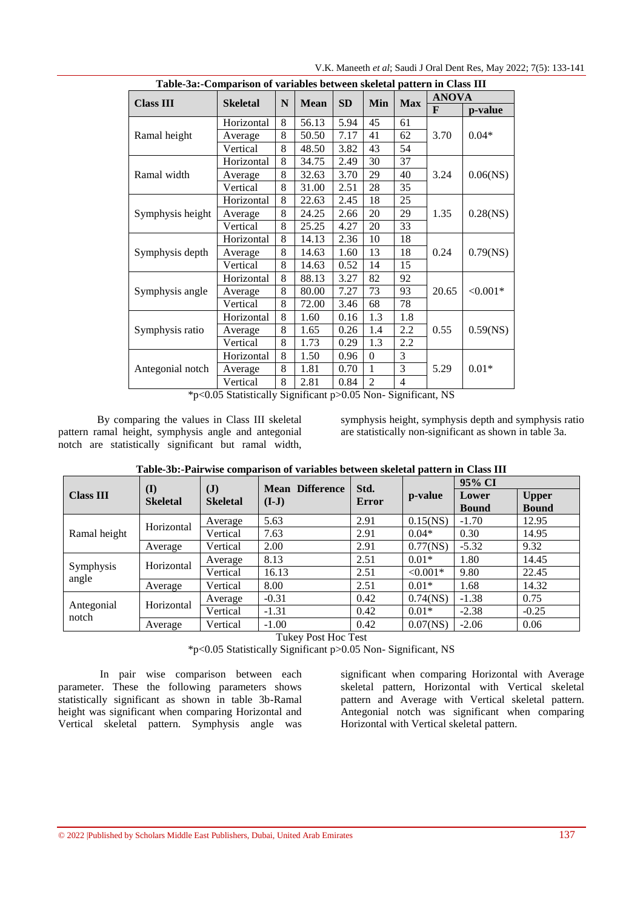**Table-3a:-Comparison of variables between skeletal pattern in Class III**

| Class III | Skeletal | N | Mean | SD | Min | Max | ANOVA | |
|---|---|---|---|---|---|---|---|---|
| | | | | | | | F | p-value |
| Ramal height | Horizontal | 8 | 56.13 | 5.94 | 45 | 61 | 3.70 | 0.04* |
| | Average | 8 | 50.50 | 7.17 | 41 | 62 | | |
| | Vertical | 8 | 48.50 | 3.82 | 43 | 54 | | |
| Ramal width | Horizontal | 8 | 34.75 | 2.49 | 30 | 37 | 3.24 | 0.06(NS) |
| | Average | 8 | 32.63 | 3.70 | 29 | 40 | | |
| | Vertical | 8 | 31.00 | 2.51 | 28 | 35 | | |
| Symphysis height | Horizontal | 8 | 22.63 | 2.45 | 18 | 25 | 1.35 | 0.28(NS) |
| | Average | 8 | 24.25 | 2.66 | 20 | 29 | | |
| | Vertical | 8 | 25.25 | 4.27 | 20 | 33 | | |
| Symphysis depth | Horizontal | 8 | 14.13 | 2.36 | 10 | 18 | 0.24 | 0.79(NS) |
| | Average | 8 | 14.63 | 1.60 | 13 | 18 | | |
| | Vertical | 8 | 14.63 | 0.52 | 14 | 15 | | |
| Symphysis angle | Horizontal | 8 | 88.13 | 3.27 | 82 | 92 | 20.65 | <0.001* |
| | Average | 8 | 80.00 | 7.27 | 73 | 93 | | |
| | Vertical | 8 | 72.00 | 3.46 | 68 | 78 | | |
| Symphysis ratio | Horizontal | 8 | 1.60 | 0.16 | 1.3 | 1.8 | 0.55 | 0.59(NS) |
| | Average | 8 | 1.65 | 0.26 | 1.4 | 2.2 | | |
| | Vertical | 8 | 1.73 | 0.29 | 1.3 | 2.2 | | |
| Antegonial notch | Horizontal | 8 | 1.50 | 0.96 | 0 | 3 | 5.29 | 0.01* |
| | Average | 8 | 1.81 | 0.70 | 1 | 3 | | |
| | Vertical | 8 | 2.81 | 0.84 | 2 | 4 | | |

*p<0.05 Statistically Significant p>0.05 Non- Significant, NS

By comparing the values in Class III skeletal pattern ramal height, symphysis angle and antegonial notch are statistically significant but ramal width, symphysis height, symphysis depth and symphysis ratio are statistically non-significant as shown in table 3a.

**Table-3b:-Pairwise comparison of variables between skeletal pattern in Class III**

| Class III | (I) Skeletal | (J) Skeletal | Mean Difference (I-J) | Std. Error | p-value | 95% CI | |
|---|---|---|---|---|---|---|---|
| | | | | | | Lower Bound | Upper Bound |
| Ramal height | Horizontal | Average | 5.63 | 2.91 | 0.15(NS) | -1.70 | 12.95 |
| | | Vertical | 7.63 | 2.91 | 0.04* | 0.30 | 14.95 |
| | Average | Vertical | 2.00 | 2.91 | 0.77(NS) | -5.32 | 9.32 |
| Symphysis angle | Horizontal | Average | 8.13 | 2.51 | 0.01* | 1.80 | 14.45 |
| | | Vertical | 16.13 | 2.51 | <0.001* | 9.80 | 22.45 |
| | Average | Vertical | 8.00 | 2.51 | 0.01* | 1.68 | 14.32 |
| Antegonial notch | Horizontal | Average | -0.31 | 0.42 | 0.74(NS) | -1.38 | 0.75 |
| | | Vertical | -1.31 | 0.42 | 0.01* | -2.38 | -0.25 |
| | Average | Vertical | -1.00 | 0.42 | 0.07(NS) | -2.06 | 0.06 |

Tukey Post Hoc Test

*p<0.05 Statistically Significant p>0.05 Non- Significant, NS

In pair wise comparison between each parameter. These the following parameters shows statistically significant as shown in table 3b-Ramal height was significant when comparing Horizontal and Vertical skeletal pattern. Symphysis angle was significant when comparing Horizontal with Average skeletal pattern, Horizontal with Vertical skeletal pattern and Average with Vertical skeletal pattern. Antegonial notch was significant when comparing Horizontal with Vertical skeletal pattern.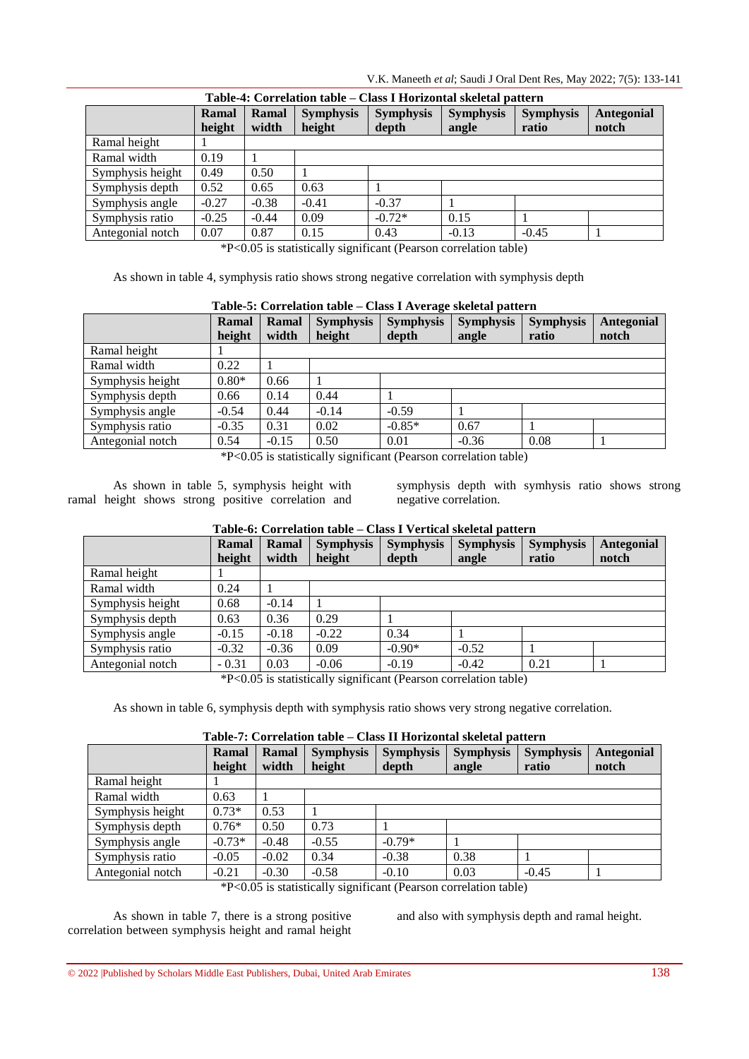**Table-4: Correlation table – Class I Horizontal skeletal pattern**

| | Ramal height | Ramal width | Symphysis height | Symphysis depth | Symphysis angle | Symphysis ratio | Antegonial notch |
|---|---|---|---|---|---|---|---|
| Ramal height | 1 | | | | | | |
| Ramal width | 0.19 | 1 | | | | | |
| Symphysis height | 0.49 | 0.50 | 1 | | | | |
| Symphysis depth | 0.52 | 0.65 | 0.63 | 1 | | | |
| Symphysis angle | -0.27 | -0.38 | -0.41 | -0.37 | 1 | | |
| Symphysis ratio | -0.25 | -0.44 | 0.09 | -0.72* | 0.15 | 1 | |
| Antegonial notch | 0.07 | 0.87 | 0.15 | 0.43 | -0.13 | -0.45 | 1 |

*P<0.05 is statistically significant (Pearson correlation table)

As shown in table 4, symphysis ratio shows strong negative correlation with symphysis depth

**Table-5: Correlation table – Class I Average skeletal pattern**

| | Ramal height | Ramal width | Symphysis height | Symphysis depth | Symphysis angle | Symphysis ratio | Antegonial notch |
|---|---|---|---|---|---|---|---|
| Ramal height | 1 | | | | | | |
| Ramal width | 0.22 | 1 | | | | | |
| Symphysis height | 0.80* | 0.66 | 1 | | | | |
| Symphysis depth | 0.66 | 0.14 | 0.44 | 1 | | | |
| Symphysis angle | -0.54 | 0.44 | -0.14 | -0.59 | 1 | | |
| Symphysis ratio | -0.35 | 0.31 | 0.02 | -0.85* | 0.67 | 1 | |
| Antegonial notch | 0.54 | -0.15 | 0.50 | 0.01 | -0.36 | 0.08 | 1 |

*P<0.05 is statistically significant (Pearson correlation table)

As shown in table 5, symphysis height with ramal height shows strong positive correlation and symphysis depth with symhysis ratio shows strong negative correlation.

**Table-6: Correlation table – Class I Vertical skeletal pattern**

| | Ramal height | Ramal width | Symphysis height | Symphysis depth | Symphysis angle | Symphysis ratio | Antegonial notch |
|---|---|---|---|---|---|---|---|
| Ramal height | 1 | | | | | | |
| Ramal width | 0.24 | 1 | | | | | |
| Symphysis height | 0.68 | -0.14 | 1 | | | | |
| Symphysis depth | 0.63 | 0.36 | 0.29 | 1 | | | |
| Symphysis angle | -0.15 | -0.18 | -0.22 | 0.34 | 1 | | |
| Symphysis ratio | -0.32 | -0.36 | 0.09 | -0.90* | -0.52 | 1 | |
| Antegonial notch | - 0.31 | 0.03 | -0.06 | -0.19 | -0.42 | 0.21 | 1 |

*P<0.05 is statistically significant (Pearson correlation table)

As shown in table 6, symphysis depth with symphysis ratio shows very strong negative correlation.

**Table-7: Correlation table – Class II Horizontal skeletal pattern**

| | Ramal height | Ramal width | Symphysis height | Symphysis depth | Symphysis angle | Symphysis ratio | Antegonial notch |
|---|---|---|---|---|---|---|---|
| Ramal height | 1 | | | | | | |
| Ramal width | 0.63 | 1 | | | | | |
| Symphysis height | 0.73* | 0.53 | 1 | | | | |
| Symphysis depth | 0.76* | 0.50 | 0.73 | 1 | | | |
| Symphysis angle | -0.73* | -0.48 | -0.55 | -0.79* | 1 | | |
| Symphysis ratio | -0.05 | -0.02 | 0.34 | -0.38 | 0.38 | 1 | |
| Antegonial notch | -0.21 | -0.30 | -0.58 | -0.10 | 0.03 | -0.45 | 1 |

*P<0.05 is statistically significant (Pearson correlation table)

As shown in table 7, there is a strong positive correlation between symphysis height and ramal height and also with symphysis depth and ramal height.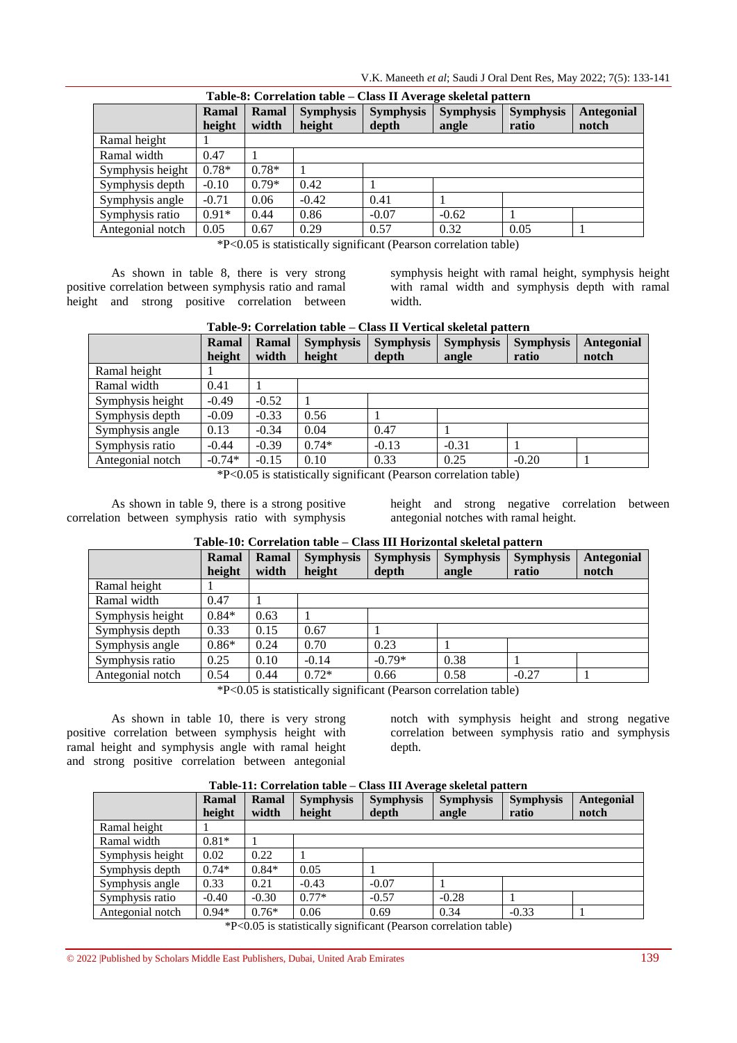**Table-8: Correlation table – Class II Average skeletal pattern**

| | Ramal height | Ramal width | Symphysis height | Symphysis depth | Symphysis angle | Symphysis ratio | Antegonial notch |
|---|---|---|---|---|---|---|---|
| Ramal height | 1 | | | | | | |
| Ramal width | 0.47 | 1 | | | | | |
| Symphysis height | 0.78* | 0.78* | 1 | | | | |
| Symphysis depth | -0.10 | 0.79* | 0.42 | 1 | | | |
| Symphysis angle | -0.71 | 0.06 | -0.42 | 0.41 | 1 | | |
| Symphysis ratio | 0.91* | 0.44 | 0.86 | -0.07 | -0.62 | 1 | |
| Antegonial notch | 0.05 | 0.67 | 0.29 | 0.57 | 0.32 | 0.05 | 1 |

*P<0.05 is statistically significant (Pearson correlation table)

As shown in table 8, there is very strong positive correlation between symphysis ratio and ramal height and strong positive correlation between symphysis height with ramal height, symphysis height with ramal width and symphysis depth with ramal width.

**Table-9: Correlation table – Class II Vertical skeletal pattern**

| | Ramal height | Ramal width | Symphysis height | Symphysis depth | Symphysis angle | Symphysis ratio | Antegonial notch |
|---|---|---|---|---|---|---|---|
| Ramal height | 1 | | | | | | |
| Ramal width | 0.41 | 1 | | | | | |
| Symphysis height | -0.49 | -0.52 | 1 | | | | |
| Symphysis depth | -0.09 | -0.33 | 0.56 | 1 | | | |
| Symphysis angle | 0.13 | -0.34 | 0.04 | 0.47 | 1 | | |
| Symphysis ratio | -0.44 | -0.39 | 0.74* | -0.13 | -0.31 | 1 | |
| Antegonial notch | -0.74* | -0.15 | 0.10 | 0.33 | 0.25 | -0.20 | 1 |

*P<0.05 is statistically significant (Pearson correlation table)

As shown in table 9, there is a strong positive correlation between symphysis ratio with symphysis height and strong negative correlation between antegonial notches with ramal height.

**Table-10: Correlation table – Class III Horizontal skeletal pattern**

| | Ramal height | Ramal width | Symphysis height | Symphysis depth | Symphysis angle | Symphysis ratio | Antegonial notch |
|---|---|---|---|---|---|---|---|
| Ramal height | 1 | | | | | | |
| Ramal width | 0.47 | 1 | | | | | |
| Symphysis height | 0.84* | 0.63 | 1 | | | | |
| Symphysis depth | 0.33 | 0.15 | 0.67 | 1 | | | |
| Symphysis angle | 0.86* | 0.24 | 0.70 | 0.23 | 1 | | |
| Symphysis ratio | 0.25 | 0.10 | -0.14 | -0.79* | 0.38 | 1 | |
| Antegonial notch | 0.54 | 0.44 | 0.72* | 0.66 | 0.58 | -0.27 | 1 |

*P<0.05 is statistically significant (Pearson correlation table)

As shown in table 10, there is very strong positive correlation between symphysis height with ramal height and symphysis angle with ramal height and strong positive correlation between antegonial notch with symphysis height and strong negative correlation between symphysis ratio and symphysis depth.

**Table-11: Correlation table – Class III Average skeletal pattern**

| | Ramal height | Ramal width | Symphysis height | Symphysis depth | Symphysis angle | Symphysis ratio | Antegonial notch |
|---|---|---|---|---|---|---|---|
| Ramal height | 1 | | | | | | |
| Ramal width | 0.81* | 1 | | | | | |
| Symphysis height | 0.02 | 0.22 | 1 | | | | |
| Symphysis depth | 0.74* | 0.84* | 0.05 | 1 | | | |
| Symphysis angle | 0.33 | 0.21 | -0.43 | -0.07 | 1 | | |
| Symphysis ratio | -0.40 | -0.30 | 0.77* | -0.57 | -0.28 | 1 | |
| Antegonial notch | 0.94* | 0.76* | 0.06 | 0.69 | 0.34 | -0.33 | 1 |

*P<0.05 is statistically significant (Pearson correlation table)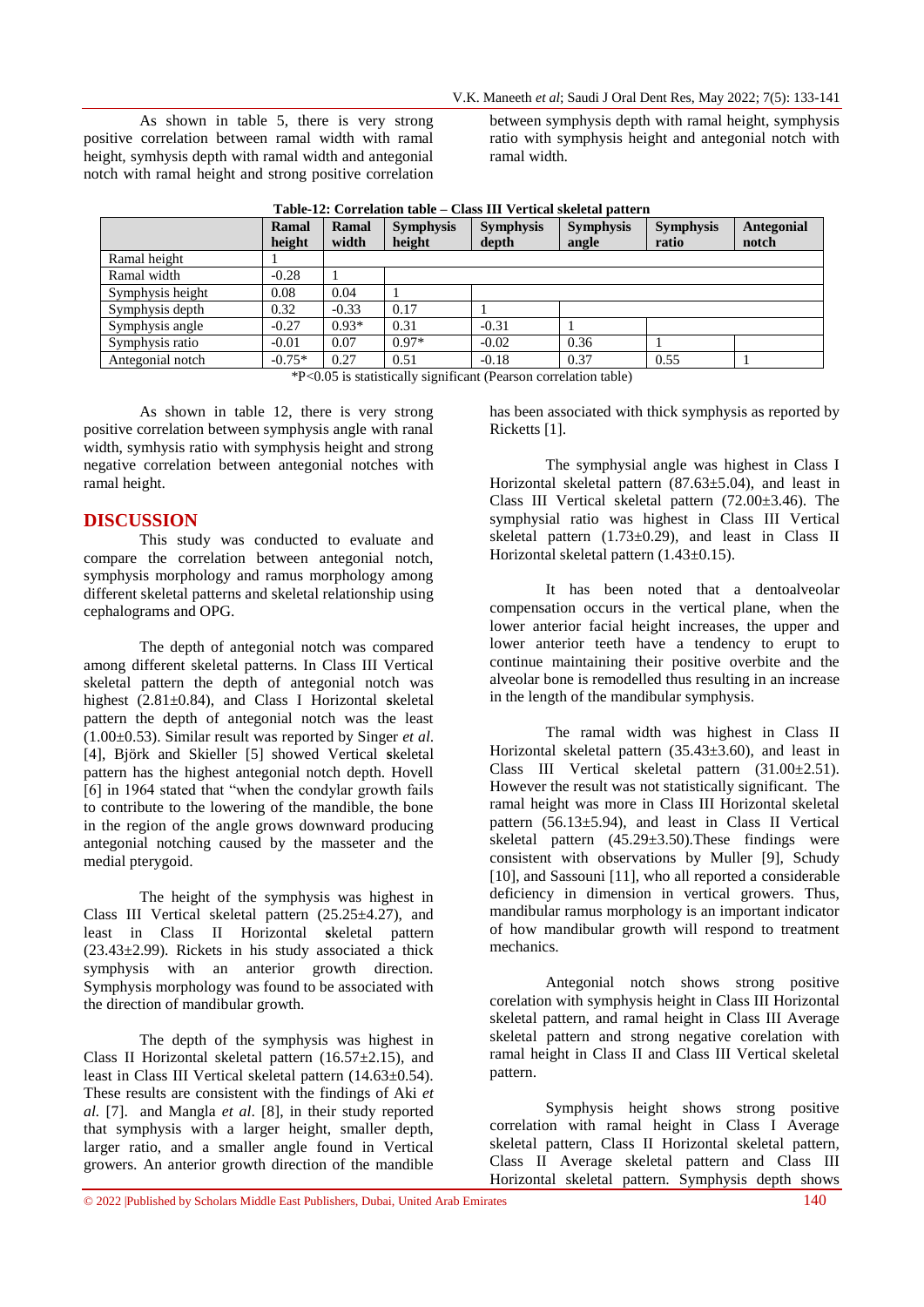As shown in table 5, there is very strong positive correlation between ramal width with ramal height, symhysis depth with ramal width and antegonial notch with ramal height and strong positive correlation between symphysis depth with ramal height, symphysis ratio with symphysis height and antegonial notch with ramal width.

**Table-12: Correlation table – Class III Vertical skeletal pattern**

| | Ramal height | Ramal width | Symphysis height | Symphysis depth | Symphysis angle | Symphysis ratio | Antegonial notch |
|---|---|---|---|---|---|---|---|
| Ramal height | 1 | | | | | | |
| Ramal width | -0.28 | 1 | | | | | |
| Symphysis height | 0.08 | 0.04 | 1 | | | | |
| Symphysis depth | 0.32 | -0.33 | 0.17 | 1 | | | |
| Symphysis angle | -0.27 | 0.93* | 0.31 | -0.31 | 1 | | |
| Symphysis ratio | -0.01 | 0.07 | 0.97* | -0.02 | 0.36 | 1 | |
| Antegonial notch | -0.75* | 0.27 | 0.51 | -0.18 | 0.37 | 0.55 | 1 |

*P<0.05 is statistically significant (Pearson correlation table)

As shown in table 12, there is very strong positive correlation between symphysis angle with ramal width, symhysis ratio with symphysis height and strong negative correlation between antegonial notches with ramal height.

## DISCUSSION

This study was conducted to evaluate and compare the correlation between antegonial notch, symphysis morphology and ramus morphology among different skeletal patterns and skeletal relationship using cephalograms and OPG.

The depth of antegonial notch was compared among different skeletal patterns. In Class III Vertical skeletal pattern the depth of antegonial notch was highest (2.81±0.84), and Class I Horizontal skeletal pattern the depth of antegonial notch was the least (1.00±0.53). Similar result was reported by Singer *et al.* [4], Björk and Skieller [5] showed Vertical skeletal pattern has the highest antegonial notch depth. Hovell [6] in 1964 stated that "when the condylar growth fails to contribute to the lowering of the mandible, the bone in the region of the angle grows downward producing antegonial notching caused by the masseter and the medial pterygoid.

The height of the symphysis was highest in Class III Vertical skeletal pattern (25.25±4.27), and least in Class II Horizontal skeletal pattern (23.43±2.99). Rickets in his study associated a thick symphysis with an anterior growth direction. Symphysis morphology was found to be associated with the direction of mandibular growth.

The depth of the symphysis was highest in Class II Horizontal skeletal pattern (16.57±2.15), and least in Class III Vertical skeletal pattern (14.63±0.54). These results are consistent with the findings of Aki *et al.* [7]. and Mangla *et al*. [8], in their study reported that symphysis with a larger height, smaller depth, larger ratio, and a smaller angle found in Vertical growers. An anterior growth direction of the mandible has been associated with thick symphysis as reported by Ricketts [1].

The symphysial angle was highest in Class I Horizontal skeletal pattern (87.63±5.04), and least in Class III Vertical skeletal pattern (72.00±3.46). The symphysial ratio was highest in Class III Vertical skeletal pattern (1.73±0.29), and least in Class II Horizontal skeletal pattern (1.43±0.15).

It has been noted that a dentoalveolar compensation occurs in the vertical plane, when the lower anterior facial height increases, the upper and lower anterior teeth have a tendency to erupt to continue maintaining their positive overbite and the alveolar bone is remodelled thus resulting in an increase in the length of the mandibular symphysis.

The ramal width was highest in Class II Horizontal skeletal pattern (35.43±3.60), and least in Class III Vertical skeletal pattern (31.00±2.51). However the result was not statistically significant. The ramal height was more in Class III Horizontal skeletal pattern (56.13±5.94), and least in Class II Vertical skeletal pattern (45.29±3.50).These findings were consistent with observations by Muller [9], Schudy [10], and Sassouni [11], who all reported a considerable deficiency in dimension in vertical growers. Thus, mandibular ramus morphology is an important indicator of how mandibular growth will respond to treatment mechanics.

Antegonial notch shows strong positive corelation with symphysis height in Class III Horizontal skeletal pattern, and ramal height in Class III Average skeletal pattern and strong negative corelation with ramal height in Class II and Class III Vertical skeletal pattern.

Symphysis height shows strong positive correlation with ramal height in Class I Average skeletal pattern, Class II Horizontal skeletal pattern, Class II Average skeletal pattern and Class III Horizontal skeletal pattern. Symphysis depth shows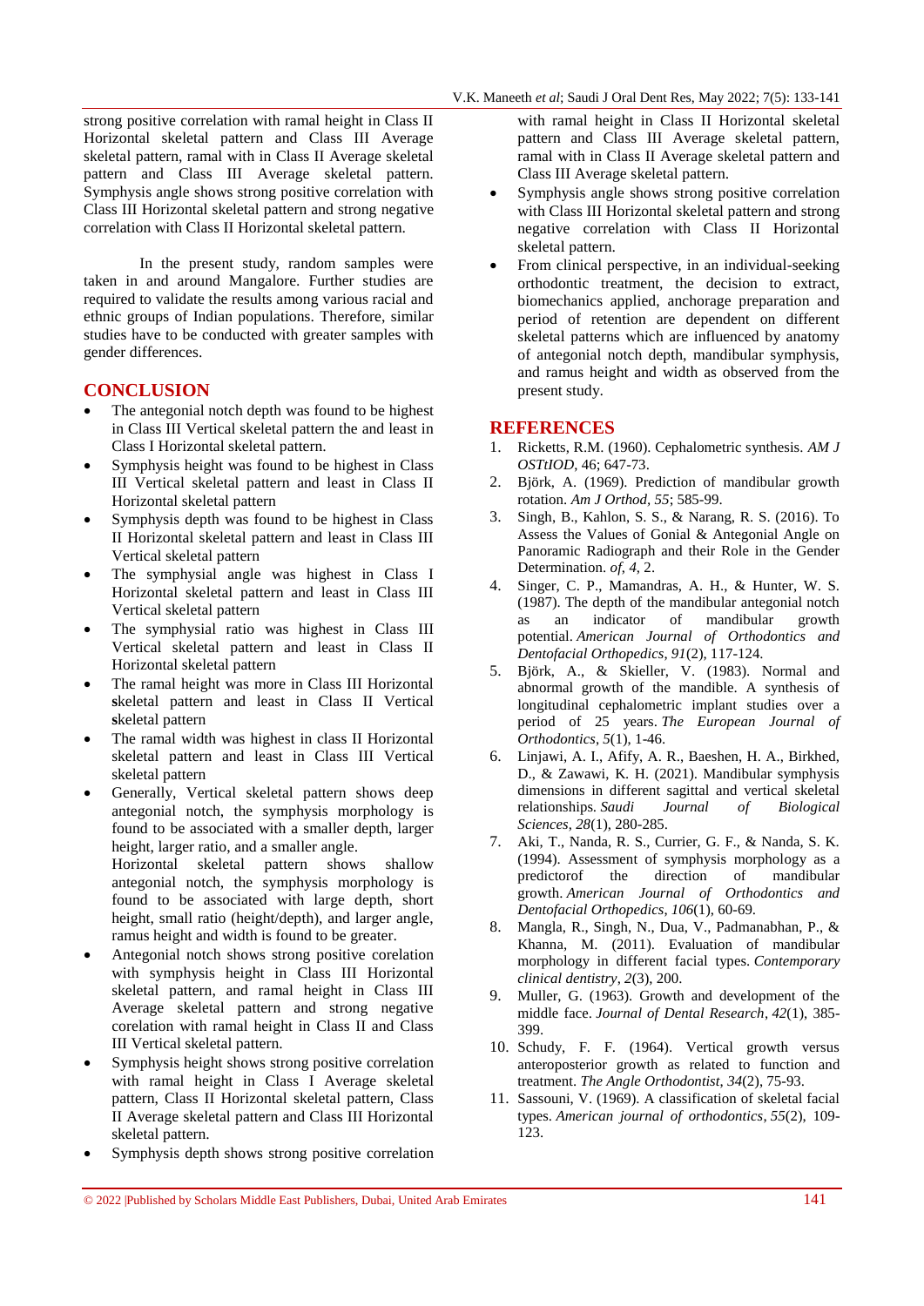strong positive correlation with ramal height in Class II Horizontal skeletal pattern and Class III Average skeletal pattern, ramal with in Class II Average skeletal pattern and Class III Average skeletal pattern. Symphysis angle shows strong positive correlation with Class III Horizontal skeletal pattern and strong negative correlation with Class II Horizontal skeletal pattern.

In the present study, random samples were taken in and around Mangalore. Further studies are required to validate the results among various racial and ethnic groups of Indian populations. Therefore, similar studies have to be conducted with greater samples with gender differences.

## CONCLUSION

- The antegonial notch depth was found to be highest in Class III Vertical skeletal pattern the and least in Class I Horizontal skeletal pattern.
- Symphysis height was found to be highest in Class III Vertical skeletal pattern and least in Class II Horizontal skeletal pattern
- Symphysis depth was found to be highest in Class II Horizontal skeletal pattern and least in Class III Vertical skeletal pattern
- The symphysial angle was highest in Class I Horizontal skeletal pattern and least in Class III Vertical skeletal pattern
- The symphysial ratio was highest in Class III Vertical skeletal pattern and least in Class II Horizontal skeletal pattern
- The ramal height was more in Class III Horizontal **s**keletal pattern and least in Class II Vertical **s**keletal pattern
- The ramal width was highest in class II Horizontal skeletal pattern and least in Class III Vertical skeletal pattern
- Generally, Vertical skeletal pattern shows deep antegonial notch, the symphysis morphology is found to be associated with a smaller depth, larger height, larger ratio, and a smaller angle.
  Horizontal skeletal pattern shows shallow antegonial notch, the symphysis morphology is found to be associated with large depth, short height, small ratio (height/depth), and larger angle, ramus height and width is found to be greater.
- Antegonial notch shows strong positive corelation with symphysis height in Class III Horizontal skeletal pattern, and ramal height in Class III Average skeletal pattern and strong negative corelation with ramal height in Class II and Class III Vertical skeletal pattern.
- Symphysis height shows strong positive correlation with ramal height in Class I Average skeletal pattern, Class II Horizontal skeletal pattern, Class II Average skeletal pattern and Class III Horizontal skeletal pattern.
- Symphysis depth shows strong positive correlation with ramal height in Class II Horizontal skeletal pattern and Class III Average skeletal pattern, ramal with in Class II Average skeletal pattern and Class III Average skeletal pattern.
- Symphysis angle shows strong positive correlation with Class III Horizontal skeletal pattern and strong negative correlation with Class II Horizontal skeletal pattern.
- From clinical perspective, in an individual-seeking orthodontic treatment, the decision to extract, biomechanics applied, anchorage preparation and period of retention are dependent on different skeletal patterns which are influenced by anatomy of antegonial notch depth, mandibular symphysis, and ramus height and width as observed from the present study.

## REFERENCES

1. Ricketts, R.M. (1960). Cephalometric synthesis. *AM J OSTtIOD*, 46; 647-73.
2. Björk, A. (1969). Prediction of mandibular growth rotation. *Am J Orthod*, *55*; 585-99.
3. Singh, B., Kahlon, S. S., & Narang, R. S. (2016). To Assess the Values of Gonial & Antegonial Angle on Panoramic Radiograph and their Role in the Gender Determination. *of*, *4*, 2.
4. Singer, C. P., Mamandras, A. H., & Hunter, W. S. (1987). The depth of the mandibular antegonial notch as an indicator of mandibular growth potential. *American Journal of Orthodontics and Dentofacial Orthopedics*, *91*(2), 117-124.
5. Björk, A., & Skieller, V. (1983). Normal and abnormal growth of the mandible. A synthesis of longitudinal cephalometric implant studies over a period of 25 years. *The European Journal of Orthodontics*, *5*(1), 1-46.
6. Linjawi, A. I., Afify, A. R., Baeshen, H. A., Birkhed, D., & Zawawi, K. H. (2021). Mandibular symphysis dimensions in different sagittal and vertical skeletal relationships. *Saudi Journal of Biological Sciences*, *28*(1), 280-285.
7. Aki, T., Nanda, R. S., Currier, G. F., & Nanda, S. K. (1994). Assessment of symphysis morphology as a predictorof the direction of mandibular growth. *American Journal of Orthodontics and Dentofacial Orthopedics*, *106*(1), 60-69.
8. Mangla, R., Singh, N., Dua, V., Padmanabhan, P., & Khanna, M. (2011). Evaluation of mandibular morphology in different facial types. *Contemporary clinical dentistry*, *2*(3), 200.
9. Muller, G. (1963). Growth and development of the middle face. *Journal of Dental Research*, *42*(1), 385-399.
10. Schudy, F. F. (1964). Vertical growth versus anteroposterior growth as related to function and treatment. *The Angle Orthodontist*, *34*(2), 75-93.
11. Sassouni, V. (1969). A classification of skeletal facial types. *American journal of orthodontics*, *55*(2), 109-123.